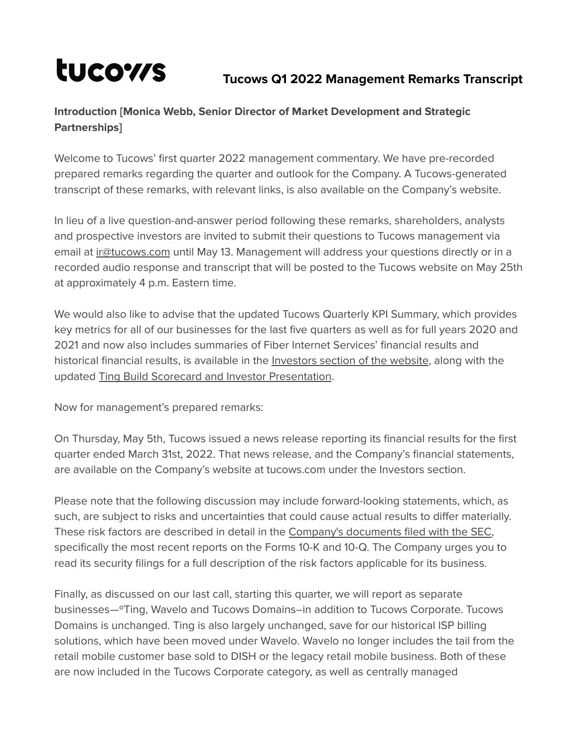tucows

# Tucows Q1 2022 Management Remarks Transcript

**Introduction [Monica Webb, Senior Director of Market Development and Strategic Partnerships]**

Welcome to Tucows' first quarter 2022 management commentary. We have pre-recorded prepared remarks regarding the quarter and outlook for the Company. A Tucows-generated transcript of these remarks, with relevant links, is also available on the Company's website.

In lieu of a live question-and-answer period following these remarks, shareholders, analysts and prospective investors are invited to submit their questions to Tucows management via email at ir@tucows.com until May 13. Management will address your questions directly or in a recorded audio response and transcript that will be posted to the Tucows website on May 25th at approximately 4 p.m. Eastern time.

We would also like to advise that the updated Tucows Quarterly KPI Summary, which provides key metrics for all of our businesses for the last five quarters as well as for full years 2020 and 2021 and now also includes summaries of Fiber Internet Services' financial results and historical financial results, is available in the Investors section of the website, along with the updated Ting Build Scorecard and Investor Presentation.

Now for management's prepared remarks:

On Thursday, May 5th, Tucows issued a news release reporting its financial results for the first quarter ended March 31st, 2022. That news release, and the Company's financial statements, are available on the Company's website at tucows.com under the Investors section.

Please note that the following discussion may include forward-looking statements, which, as such, are subject to risks and uncertainties that could cause actual results to differ materially. These risk factors are described in detail in the Company's documents filed with the SEC, specifically the most recent reports on the Forms 10-K and 10-Q. The Company urges you to read its security filings for a full description of the risk factors applicable for its business.

Finally, as discussed on our last call, starting this quarter, we will report as separate businesses—°Ting, Wavelo and Tucows Domains–in addition to Tucows Corporate. Tucows Domains is unchanged. Ting is also largely unchanged, save for our historical ISP billing solutions, which have been moved under Wavelo. Wavelo no longer includes the tail from the retail mobile customer base sold to DISH or the legacy retail mobile business. Both of these are now included in the Tucows Corporate category, as well as centrally managed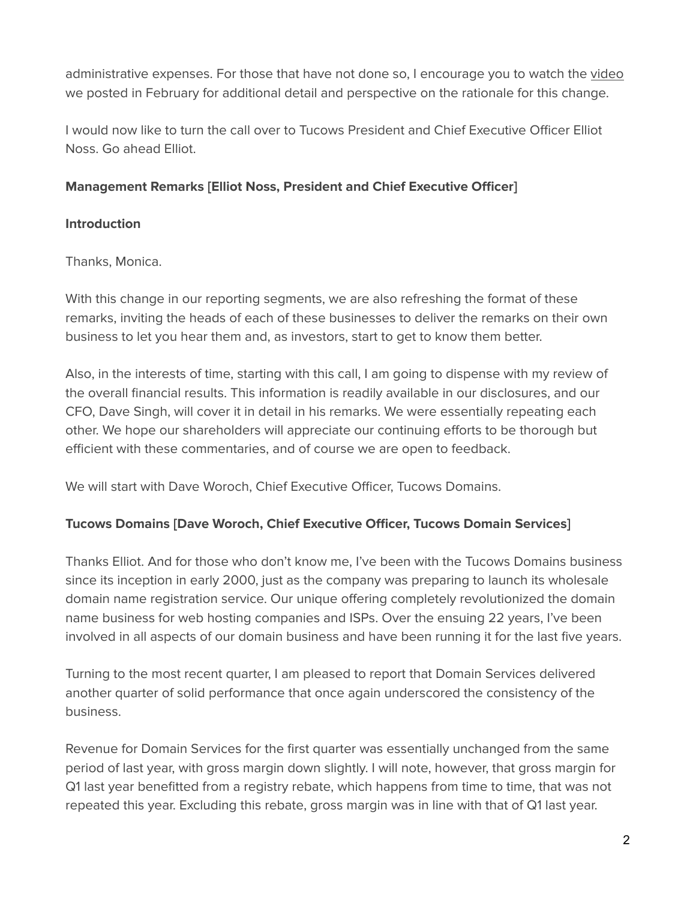administrative expenses. For those that have not done so, I encourage you to watch the video we posted in February for additional detail and perspective on the rationale for this change.

I would now like to turn the call over to Tucows President and Chief Executive Officer Elliot Noss. Go ahead Elliot.

**Management Remarks [Elliot Noss, President and Chief Executive Officer]**

**Introduction**

Thanks, Monica.

With this change in our reporting segments, we are also refreshing the format of these remarks, inviting the heads of each of these businesses to deliver the remarks on their own business to let you hear them and, as investors, start to get to know them better.

Also, in the interests of time, starting with this call, I am going to dispense with my review of the overall financial results. This information is readily available in our disclosures, and our CFO, Dave Singh, will cover it in detail in his remarks. We were essentially repeating each other. We hope our shareholders will appreciate our continuing efforts to be thorough but efficient with these commentaries, and of course we are open to feedback.

We will start with Dave Woroch, Chief Executive Officer, Tucows Domains.

**Tucows Domains [Dave Woroch, Chief Executive Officer, Tucows Domain Services]**

Thanks Elliot. And for those who don't know me, I've been with the Tucows Domains business since its inception in early 2000, just as the company was preparing to launch its wholesale domain name registration service. Our unique offering completely revolutionized the domain name business for web hosting companies and ISPs. Over the ensuing 22 years, I've been involved in all aspects of our domain business and have been running it for the last five years.

Turning to the most recent quarter, I am pleased to report that Domain Services delivered another quarter of solid performance that once again underscored the consistency of the business.

Revenue for Domain Services for the first quarter was essentially unchanged from the same period of last year, with gross margin down slightly. I will note, however, that gross margin for Q1 last year benefitted from a registry rebate, which happens from time to time, that was not repeated this year. Excluding this rebate, gross margin was in line with that of Q1 last year.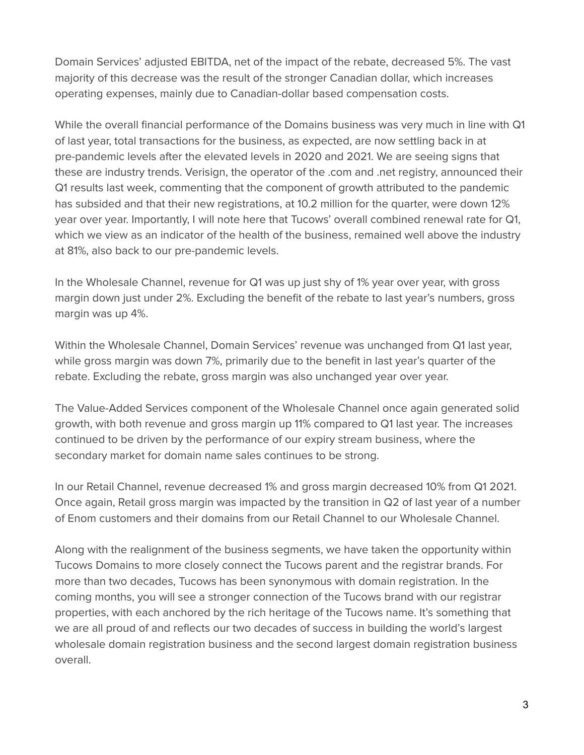Domain Services' adjusted EBITDA, net of the impact of the rebate, decreased 5%. The vast majority of this decrease was the result of the stronger Canadian dollar, which increases operating expenses, mainly due to Canadian-dollar based compensation costs.

While the overall financial performance of the Domains business was very much in line with Q1 of last year, total transactions for the business, as expected, are now settling back in at pre-pandemic levels after the elevated levels in 2020 and 2021. We are seeing signs that these are industry trends. Verisign, the operator of the .com and .net registry, announced their Q1 results last week, commenting that the component of growth attributed to the pandemic has subsided and that their new registrations, at 10.2 million for the quarter, were down 12% year over year. Importantly, I will note here that Tucows' overall combined renewal rate for Q1, which we view as an indicator of the health of the business, remained well above the industry at 81%, also back to our pre-pandemic levels.

In the Wholesale Channel, revenue for Q1 was up just shy of 1% year over year, with gross margin down just under 2%. Excluding the benefit of the rebate to last year's numbers, gross margin was up 4%.

Within the Wholesale Channel, Domain Services' revenue was unchanged from Q1 last year, while gross margin was down 7%, primarily due to the benefit in last year's quarter of the rebate. Excluding the rebate, gross margin was also unchanged year over year.

The Value-Added Services component of the Wholesale Channel once again generated solid growth, with both revenue and gross margin up 11% compared to Q1 last year. The increases continued to be driven by the performance of our expiry stream business, where the secondary market for domain name sales continues to be strong.

In our Retail Channel, revenue decreased 1% and gross margin decreased 10% from Q1 2021. Once again, Retail gross margin was impacted by the transition in Q2 of last year of a number of Enom customers and their domains from our Retail Channel to our Wholesale Channel.

Along with the realignment of the business segments, we have taken the opportunity within Tucows Domains to more closely connect the Tucows parent and the registrar brands. For more than two decades, Tucows has been synonymous with domain registration. In the coming months, you will see a stronger connection of the Tucows brand with our registrar properties, with each anchored by the rich heritage of the Tucows name. It's something that we are all proud of and reflects our two decades of success in building the world's largest wholesale domain registration business and the second largest domain registration business overall.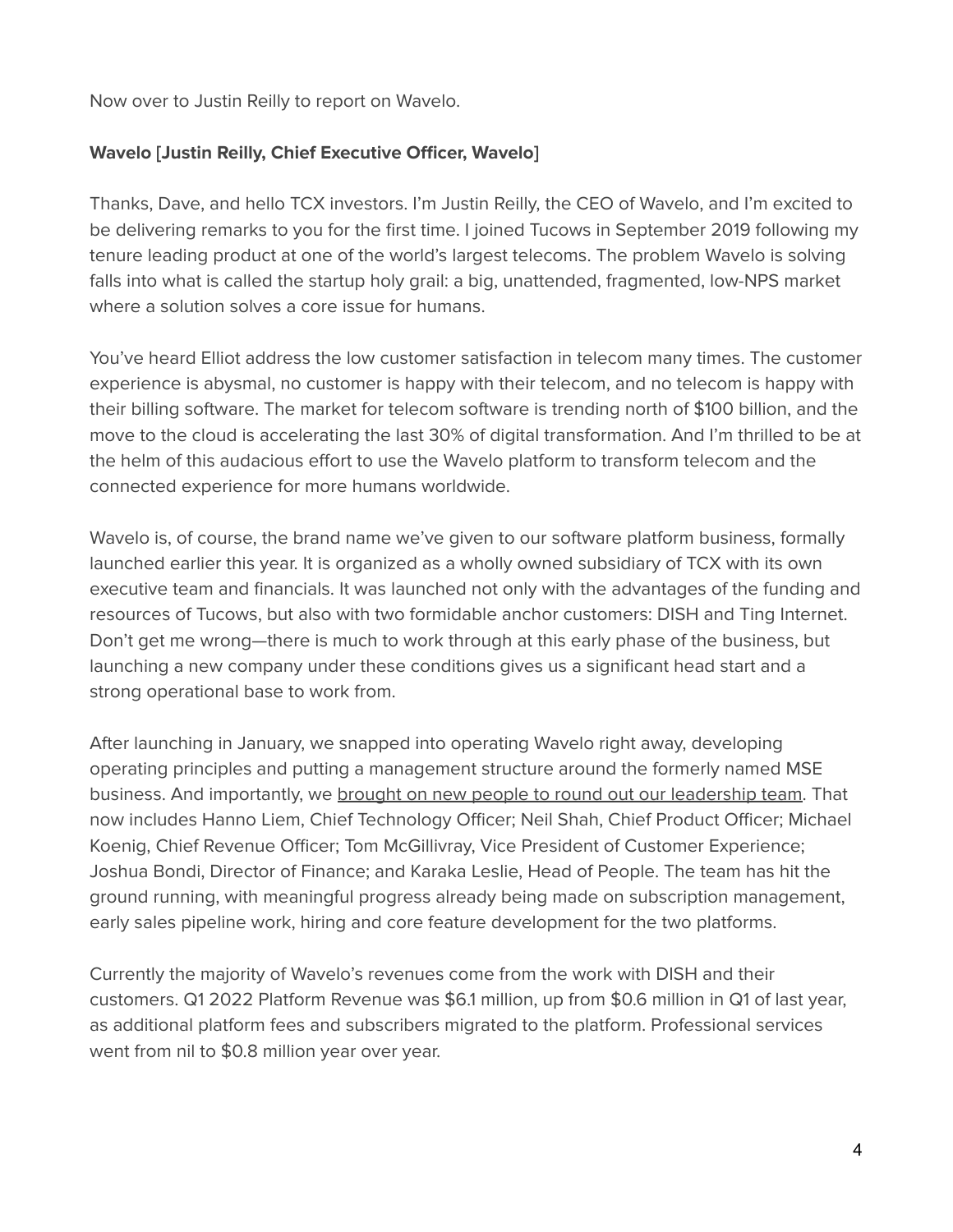Now over to Justin Reilly to report on Wavelo.

**Wavelo [Justin Reilly, Chief Executive Officer, Wavelo]**

Thanks, Dave, and hello TCX investors. I'm Justin Reilly, the CEO of Wavelo, and I'm excited to be delivering remarks to you for the first time. I joined Tucows in September 2019 following my tenure leading product at one of the world's largest telecoms. The problem Wavelo is solving falls into what is called the startup holy grail: a big, unattended, fragmented, low-NPS market where a solution solves a core issue for humans.

You've heard Elliot address the low customer satisfaction in telecom many times. The customer experience is abysmal, no customer is happy with their telecom, and no telecom is happy with their billing software. The market for telecom software is trending north of $100 billion, and the move to the cloud is accelerating the last 30% of digital transformation. And I'm thrilled to be at the helm of this audacious effort to use the Wavelo platform to transform telecom and the connected experience for more humans worldwide.

Wavelo is, of course, the brand name we've given to our software platform business, formally launched earlier this year. It is organized as a wholly owned subsidiary of TCX with its own executive team and financials. It was launched not only with the advantages of the funding and resources of Tucows, but also with two formidable anchor customers: DISH and Ting Internet. Don't get me wrong—there is much to work through at this early phase of the business, but launching a new company under these conditions gives us a significant head start and a strong operational base to work from.

After launching in January, we snapped into operating Wavelo right away, developing operating principles and putting a management structure around the formerly named MSE business. And importantly, we brought on new people to round out our leadership team. That now includes Hanno Liem, Chief Technology Officer; Neil Shah, Chief Product Officer; Michael Koenig, Chief Revenue Officer; Tom McGillivray, Vice President of Customer Experience; Joshua Bondi, Director of Finance; and Karaka Leslie, Head of People. The team has hit the ground running, with meaningful progress already being made on subscription management, early sales pipeline work, hiring and core feature development for the two platforms.

Currently the majority of Wavelo's revenues come from the work with DISH and their customers. Q1 2022 Platform Revenue was $6.1 million, up from $0.6 million in Q1 of last year, as additional platform fees and subscribers migrated to the platform. Professional services went from nil to $0.8 million year over year.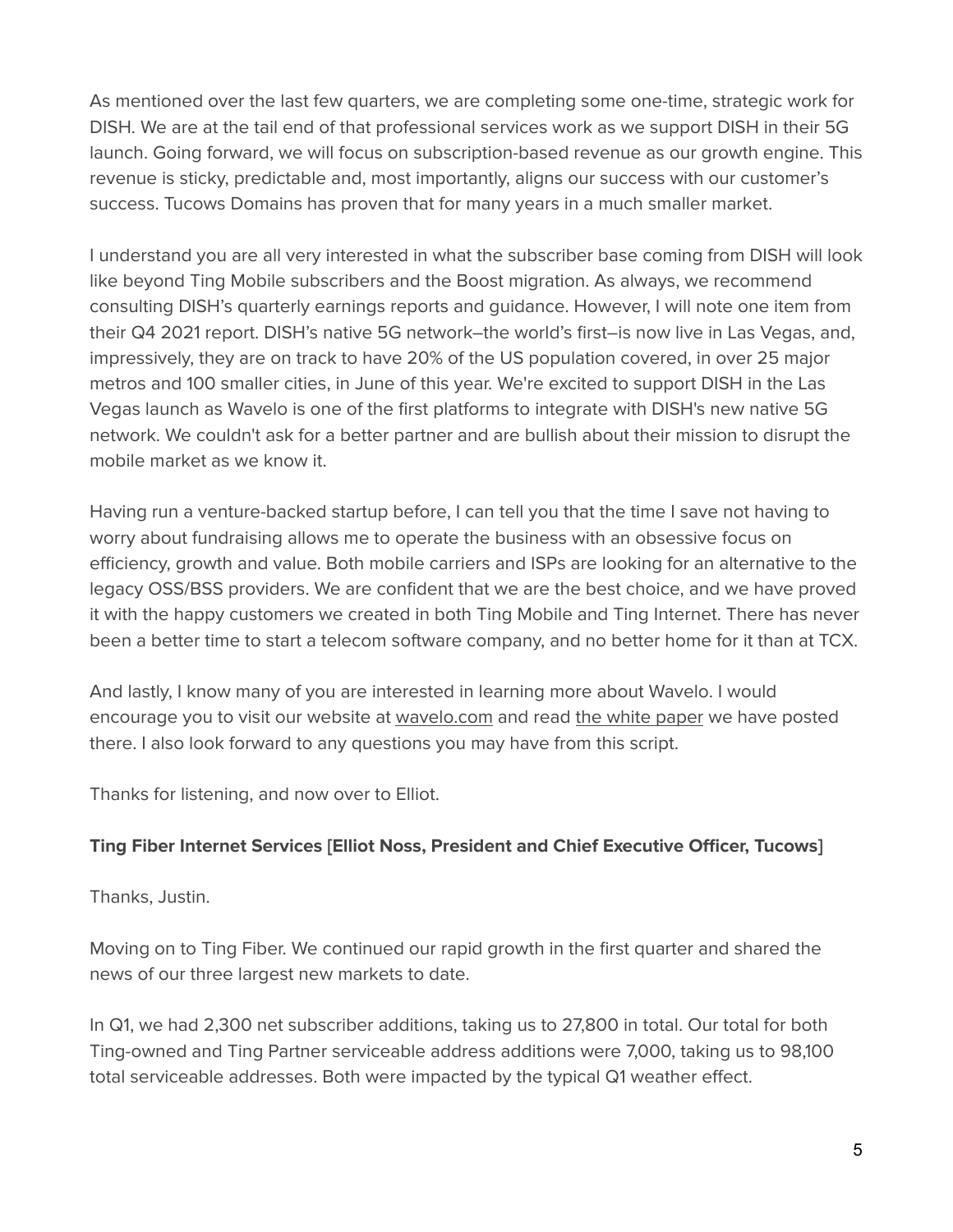As mentioned over the last few quarters, we are completing some one-time, strategic work for DISH. We are at the tail end of that professional services work as we support DISH in their 5G launch. Going forward, we will focus on subscription-based revenue as our growth engine. This revenue is sticky, predictable and, most importantly, aligns our success with our customer's success. Tucows Domains has proven that for many years in a much smaller market.

I understand you are all very interested in what the subscriber base coming from DISH will look like beyond Ting Mobile subscribers and the Boost migration. As always, we recommend consulting DISH's quarterly earnings reports and guidance. However, I will note one item from their Q4 2021 report. DISH's native 5G network–the world's first–is now live in Las Vegas, and, impressively, they are on track to have 20% of the US population covered, in over 25 major metros and 100 smaller cities, in June of this year. We're excited to support DISH in the Las Vegas launch as Wavelo is one of the first platforms to integrate with DISH's new native 5G network. We couldn't ask for a better partner and are bullish about their mission to disrupt the mobile market as we know it.

Having run a venture-backed startup before, I can tell you that the time I save not having to worry about fundraising allows me to operate the business with an obsessive focus on efficiency, growth and value. Both mobile carriers and ISPs are looking for an alternative to the legacy OSS/BSS providers. We are confident that we are the best choice, and we have proved it with the happy customers we created in both Ting Mobile and Ting Internet. There has never been a better time to start a telecom software company, and no better home for it than at TCX.

And lastly, I know many of you are interested in learning more about Wavelo. I would encourage you to visit our website at wavelo.com and read the white paper we have posted there. I also look forward to any questions you may have from this script.

Thanks for listening, and now over to Elliot.

**Ting Fiber Internet Services [Elliot Noss, President and Chief Executive Officer, Tucows]**

Thanks, Justin.

Moving on to Ting Fiber. We continued our rapid growth in the first quarter and shared the news of our three largest new markets to date.

In Q1, we had 2,300 net subscriber additions, taking us to 27,800 in total. Our total for both Ting-owned and Ting Partner serviceable address additions were 7,000, taking us to 98,100 total serviceable addresses. Both were impacted by the typical Q1 weather effect.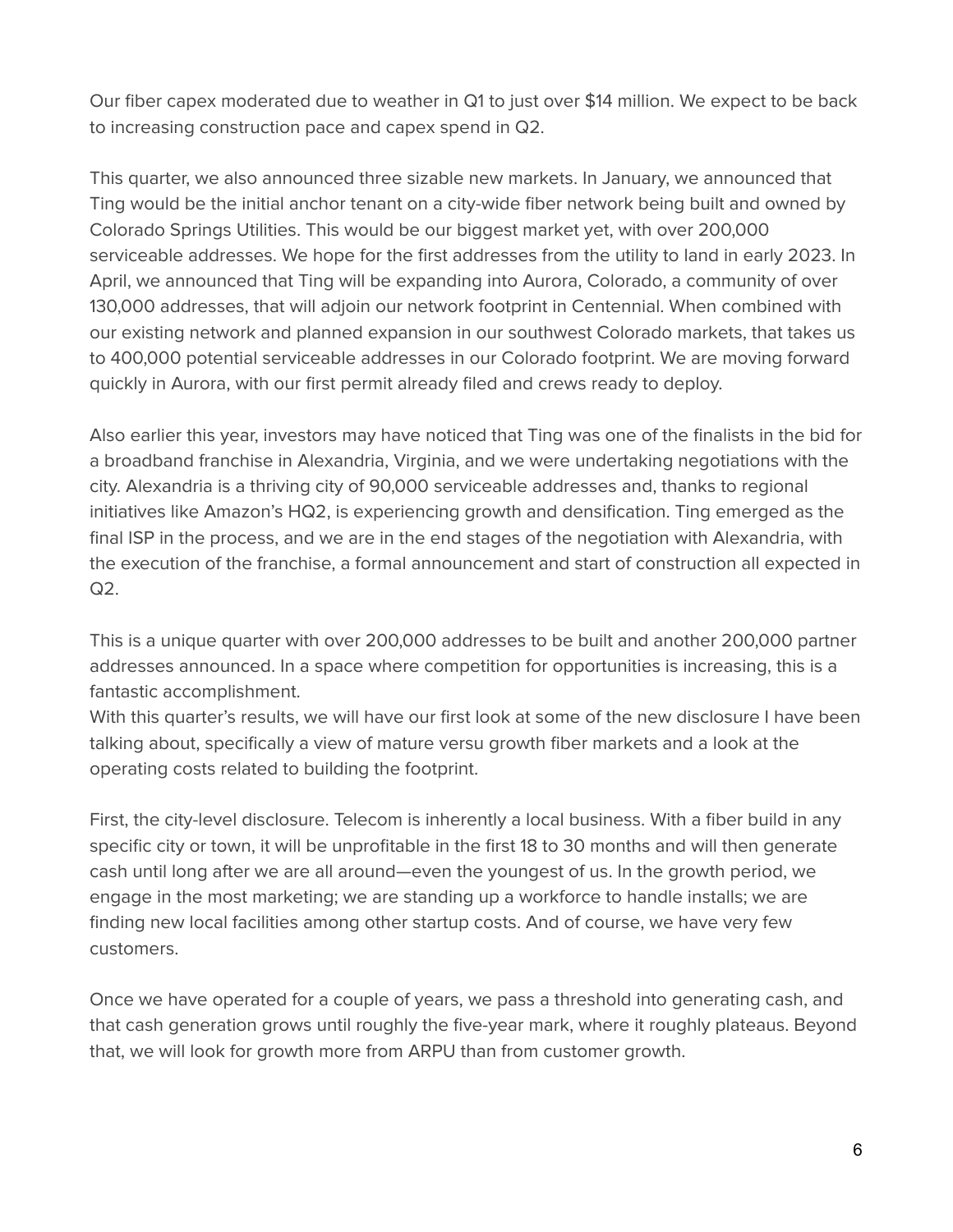Our fiber capex moderated due to weather in Q1 to just over $14 million. We expect to be back to increasing construction pace and capex spend in Q2.

This quarter, we also announced three sizable new markets. In January, we announced that Ting would be the initial anchor tenant on a city-wide fiber network being built and owned by Colorado Springs Utilities. This would be our biggest market yet, with over 200,000 serviceable addresses. We hope for the first addresses from the utility to land in early 2023. In April, we announced that Ting will be expanding into Aurora, Colorado, a community of over 130,000 addresses, that will adjoin our network footprint in Centennial. When combined with our existing network and planned expansion in our southwest Colorado markets, that takes us to 400,000 potential serviceable addresses in our Colorado footprint. We are moving forward quickly in Aurora, with our first permit already filed and crews ready to deploy.

Also earlier this year, investors may have noticed that Ting was one of the finalists in the bid for a broadband franchise in Alexandria, Virginia, and we were undertaking negotiations with the city. Alexandria is a thriving city of 90,000 serviceable addresses and, thanks to regional initiatives like Amazon's HQ2, is experiencing growth and densification. Ting emerged as the final ISP in the process, and we are in the end stages of the negotiation with Alexandria, with the execution of the franchise, a formal announcement and start of construction all expected in Q2.

This is a unique quarter with over 200,000 addresses to be built and another 200,000 partner addresses announced. In a space where competition for opportunities is increasing, this is a fantastic accomplishment.
With this quarter's results, we will have our first look at some of the new disclosure I have been talking about, specifically a view of mature versu growth fiber markets and a look at the operating costs related to building the footprint.

First, the city-level disclosure. Telecom is inherently a local business. With a fiber build in any specific city or town, it will be unprofitable in the first 18 to 30 months and will then generate cash until long after we are all around—even the youngest of us. In the growth period, we engage in the most marketing; we are standing up a workforce to handle installs; we are finding new local facilities among other startup costs. And of course, we have very few customers.

Once we have operated for a couple of years, we pass a threshold into generating cash, and that cash generation grows until roughly the five-year mark, where it roughly plateaus. Beyond that, we will look for growth more from ARPU than from customer growth.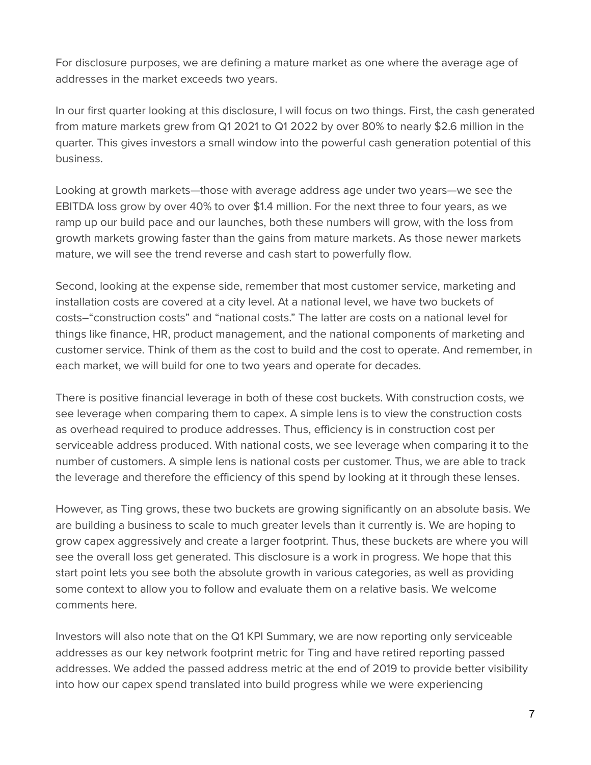For disclosure purposes, we are defining a mature market as one where the average age of addresses in the market exceeds two years.

In our first quarter looking at this disclosure, I will focus on two things. First, the cash generated from mature markets grew from Q1 2021 to Q1 2022 by over 80% to nearly $2.6 million in the quarter. This gives investors a small window into the powerful cash generation potential of this business.

Looking at growth markets—those with average address age under two years—we see the EBITDA loss grow by over 40% to over $1.4 million. For the next three to four years, as we ramp up our build pace and our launches, both these numbers will grow, with the loss from growth markets growing faster than the gains from mature markets. As those newer markets mature, we will see the trend reverse and cash start to powerfully flow.

Second, looking at the expense side, remember that most customer service, marketing and installation costs are covered at a city level. At a national level, we have two buckets of costs–"construction costs" and "national costs." The latter are costs on a national level for things like finance, HR, product management, and the national components of marketing and customer service. Think of them as the cost to build and the cost to operate. And remember, in each market, we will build for one to two years and operate for decades.

There is positive financial leverage in both of these cost buckets. With construction costs, we see leverage when comparing them to capex. A simple lens is to view the construction costs as overhead required to produce addresses. Thus, efficiency is in construction cost per serviceable address produced. With national costs, we see leverage when comparing it to the number of customers. A simple lens is national costs per customer. Thus, we are able to track the leverage and therefore the efficiency of this spend by looking at it through these lenses.

However, as Ting grows, these two buckets are growing significantly on an absolute basis. We are building a business to scale to much greater levels than it currently is. We are hoping to grow capex aggressively and create a larger footprint. Thus, these buckets are where you will see the overall loss get generated. This disclosure is a work in progress. We hope that this start point lets you see both the absolute growth in various categories, as well as providing some context to allow you to follow and evaluate them on a relative basis. We welcome comments here.

Investors will also note that on the Q1 KPI Summary, we are now reporting only serviceable addresses as our key network footprint metric for Ting and have retired reporting passed addresses. We added the passed address metric at the end of 2019 to provide better visibility into how our capex spend translated into build progress while we were experiencing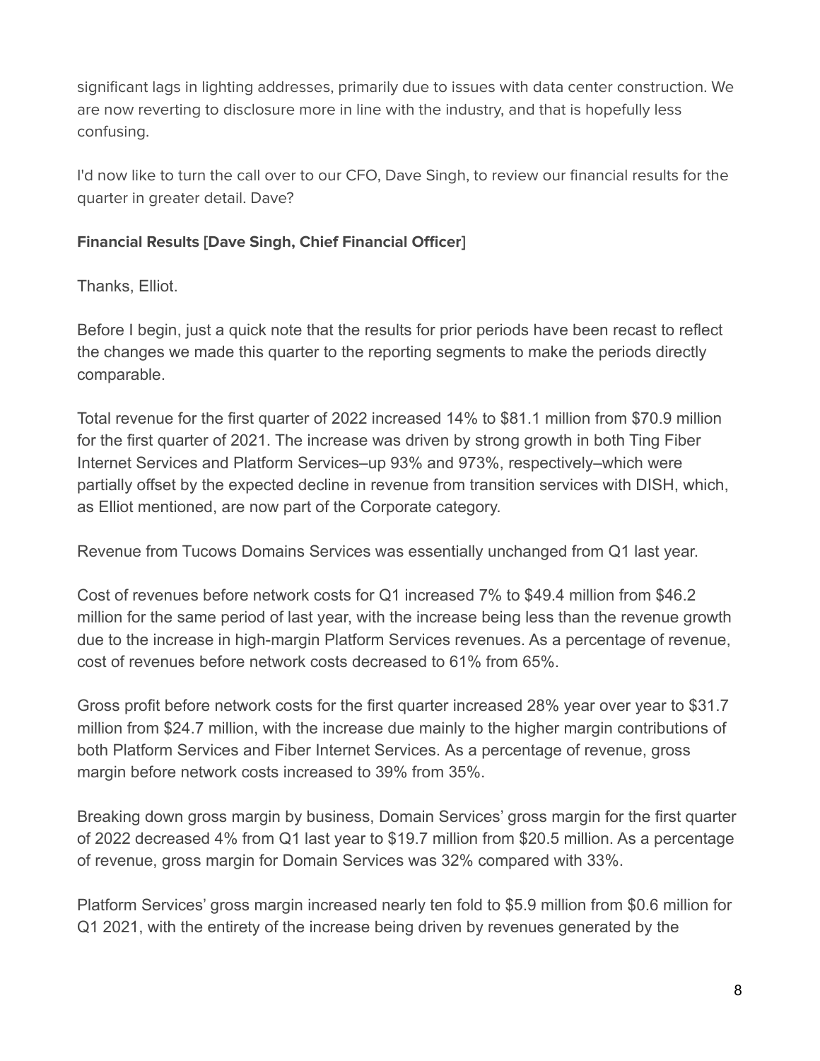significant lags in lighting addresses, primarily due to issues with data center construction. We are now reverting to disclosure more in line with the industry, and that is hopefully less confusing.

I'd now like to turn the call over to our CFO, Dave Singh, to review our financial results for the quarter in greater detail. Dave?

**Financial Results [Dave Singh, Chief Financial Officer]**

Thanks, Elliot.

Before I begin, just a quick note that the results for prior periods have been recast to reflect the changes we made this quarter to the reporting segments to make the periods directly comparable.

Total revenue for the first quarter of 2022 increased 14% to $81.1 million from $70.9 million for the first quarter of 2021. The increase was driven by strong growth in both Ting Fiber Internet Services and Platform Services–up 93% and 973%, respectively–which were partially offset by the expected decline in revenue from transition services with DISH, which, as Elliot mentioned, are now part of the Corporate category.

Revenue from Tucows Domains Services was essentially unchanged from Q1 last year.

Cost of revenues before network costs for Q1 increased 7% to $49.4 million from $46.2 million for the same period of last year, with the increase being less than the revenue growth due to the increase in high-margin Platform Services revenues. As a percentage of revenue, cost of revenues before network costs decreased to 61% from 65%.

Gross profit before network costs for the first quarter increased 28% year over year to $31.7 million from $24.7 million, with the increase due mainly to the higher margin contributions of both Platform Services and Fiber Internet Services. As a percentage of revenue, gross margin before network costs increased to 39% from 35%.

Breaking down gross margin by business, Domain Services' gross margin for the first quarter of 2022 decreased 4% from Q1 last year to $19.7 million from $20.5 million. As a percentage of revenue, gross margin for Domain Services was 32% compared with 33%.

Platform Services' gross margin increased nearly ten fold to $5.9 million from $0.6 million for Q1 2021, with the entirety of the increase being driven by revenues generated by the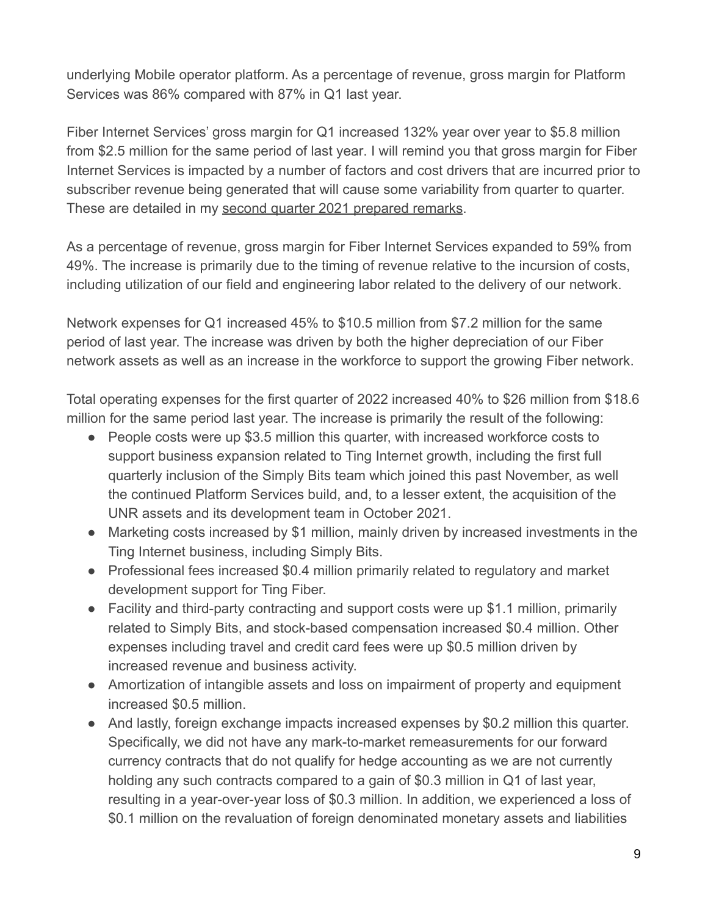underlying Mobile operator platform. As a percentage of revenue, gross margin for Platform Services was 86% compared with 87% in Q1 last year.

Fiber Internet Services' gross margin for Q1 increased 132% year over year to $5.8 million from $2.5 million for the same period of last year. I will remind you that gross margin for Fiber Internet Services is impacted by a number of factors and cost drivers that are incurred prior to subscriber revenue being generated that will cause some variability from quarter to quarter. These are detailed in my second quarter 2021 prepared remarks.

As a percentage of revenue, gross margin for Fiber Internet Services expanded to 59% from 49%. The increase is primarily due to the timing of revenue relative to the incursion of costs, including utilization of our field and engineering labor related to the delivery of our network.

Network expenses for Q1 increased 45% to $10.5 million from $7.2 million for the same period of last year. The increase was driven by both the higher depreciation of our Fiber network assets as well as an increase in the workforce to support the growing Fiber network.

Total operating expenses for the first quarter of 2022 increased 40% to $26 million from $18.6 million for the same period last year. The increase is primarily the result of the following:

- People costs were up $3.5 million this quarter, with increased workforce costs to support business expansion related to Ting Internet growth, including the first full quarterly inclusion of the Simply Bits team which joined this past November, as well the continued Platform Services build, and, to a lesser extent, the acquisition of the UNR assets and its development team in October 2021.
- Marketing costs increased by $1 million, mainly driven by increased investments in the Ting Internet business, including Simply Bits.
- Professional fees increased $0.4 million primarily related to regulatory and market development support for Ting Fiber.
- Facility and third-party contracting and support costs were up $1.1 million, primarily related to Simply Bits, and stock-based compensation increased $0.4 million. Other expenses including travel and credit card fees were up $0.5 million driven by increased revenue and business activity.
- Amortization of intangible assets and loss on impairment of property and equipment increased $0.5 million.
- And lastly, foreign exchange impacts increased expenses by $0.2 million this quarter. Specifically, we did not have any mark-to-market remeasurements for our forward currency contracts that do not qualify for hedge accounting as we are not currently holding any such contracts compared to a gain of $0.3 million in Q1 of last year, resulting in a year-over-year loss of $0.3 million. In addition, we experienced a loss of $0.1 million on the revaluation of foreign denominated monetary assets and liabilities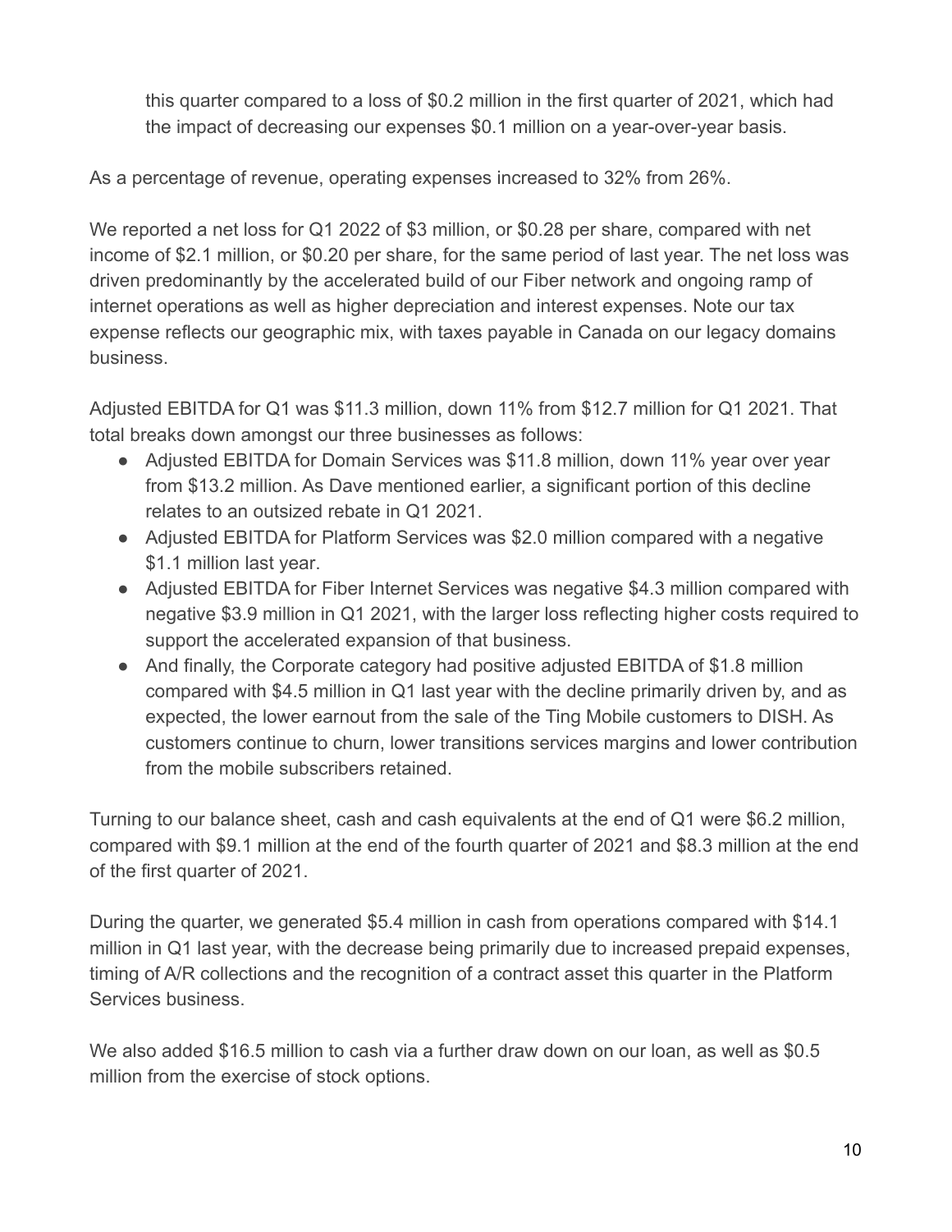this quarter compared to a loss of $0.2 million in the first quarter of 2021, which had the impact of decreasing our expenses $0.1 million on a year-over-year basis.

As a percentage of revenue, operating expenses increased to 32% from 26%.

We reported a net loss for Q1 2022 of $3 million, or $0.28 per share, compared with net income of $2.1 million, or $0.20 per share, for the same period of last year. The net loss was driven predominantly by the accelerated build of our Fiber network and ongoing ramp of internet operations as well as higher depreciation and interest expenses. Note our tax expense reflects our geographic mix, with taxes payable in Canada on our legacy domains business.

Adjusted EBITDA for Q1 was $11.3 million, down 11% from $12.7 million for Q1 2021. That total breaks down amongst our three businesses as follows:

- Adjusted EBITDA for Domain Services was $11.8 million, down 11% year over year from $13.2 million. As Dave mentioned earlier, a significant portion of this decline relates to an outsized rebate in Q1 2021.
- Adjusted EBITDA for Platform Services was $2.0 million compared with a negative $1.1 million last year.
- Adjusted EBITDA for Fiber Internet Services was negative $4.3 million compared with negative $3.9 million in Q1 2021, with the larger loss reflecting higher costs required to support the accelerated expansion of that business.
- And finally, the Corporate category had positive adjusted EBITDA of $1.8 million compared with $4.5 million in Q1 last year with the decline primarily driven by, and as expected, the lower earnout from the sale of the Ting Mobile customers to DISH. As customers continue to churn, lower transitions services margins and lower contribution from the mobile subscribers retained.

Turning to our balance sheet, cash and cash equivalents at the end of Q1 were $6.2 million, compared with $9.1 million at the end of the fourth quarter of 2021 and $8.3 million at the end of the first quarter of 2021.

During the quarter, we generated $5.4 million in cash from operations compared with $14.1 million in Q1 last year, with the decrease being primarily due to increased prepaid expenses, timing of A/R collections and the recognition of a contract asset this quarter in the Platform Services business.

We also added $16.5 million to cash via a further draw down on our loan, as well as $0.5 million from the exercise of stock options.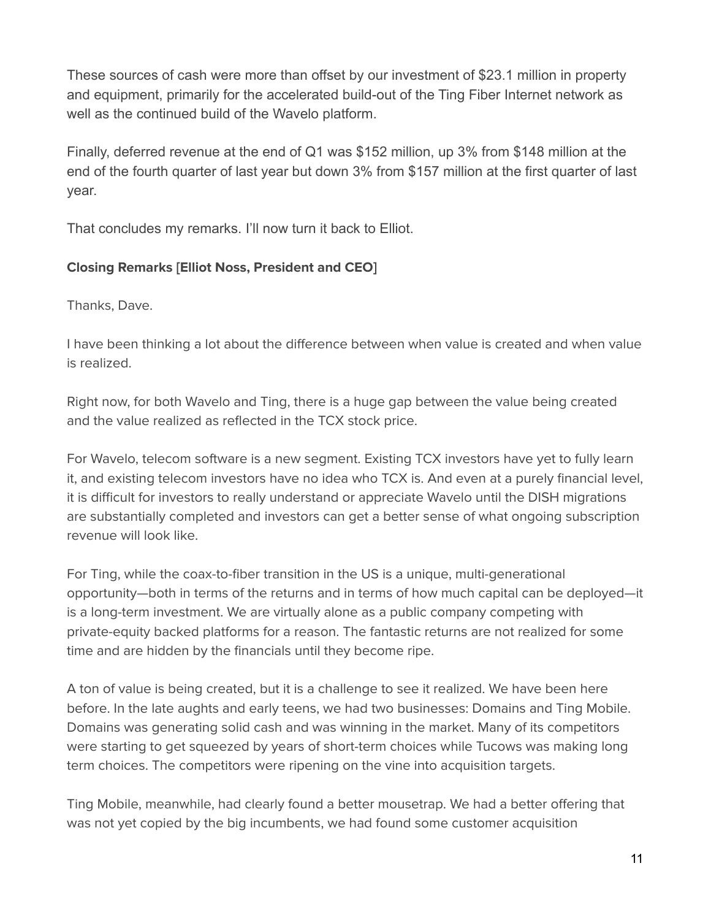These sources of cash were more than offset by our investment of $23.1 million in property and equipment, primarily for the accelerated build-out of the Ting Fiber Internet network as well as the continued build of the Wavelo platform.

Finally, deferred revenue at the end of Q1 was $152 million, up 3% from $148 million at the end of the fourth quarter of last year but down 3% from $157 million at the first quarter of last year.

That concludes my remarks. I'll now turn it back to Elliot.

**Closing Remarks [Elliot Noss, President and CEO]**

Thanks, Dave.

I have been thinking a lot about the difference between when value is created and when value is realized.

Right now, for both Wavelo and Ting, there is a huge gap between the value being created and the value realized as reflected in the TCX stock price.

For Wavelo, telecom software is a new segment. Existing TCX investors have yet to fully learn it, and existing telecom investors have no idea who TCX is. And even at a purely financial level, it is difficult for investors to really understand or appreciate Wavelo until the DISH migrations are substantially completed and investors can get a better sense of what ongoing subscription revenue will look like.

For Ting, while the coax-to-fiber transition in the US is a unique, multi-generational opportunity—both in terms of the returns and in terms of how much capital can be deployed—it is a long-term investment. We are virtually alone as a public company competing with private-equity backed platforms for a reason. The fantastic returns are not realized for some time and are hidden by the financials until they become ripe.

A ton of value is being created, but it is a challenge to see it realized. We have been here before. In the late aughts and early teens, we had two businesses: Domains and Ting Mobile. Domains was generating solid cash and was winning in the market. Many of its competitors were starting to get squeezed by years of short-term choices while Tucows was making long term choices. The competitors were ripening on the vine into acquisition targets.

Ting Mobile, meanwhile, had clearly found a better mousetrap. We had a better offering that was not yet copied by the big incumbents, we had found some customer acquisition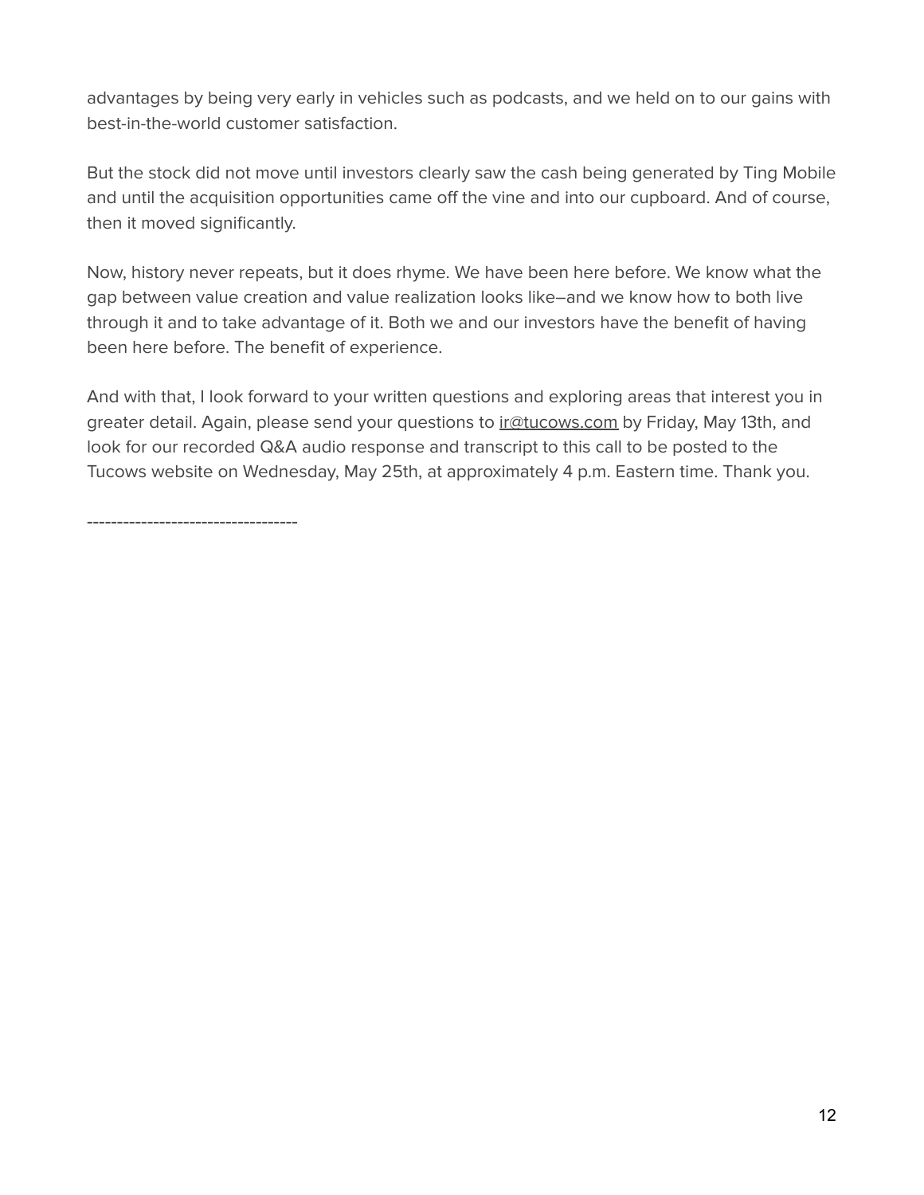advantages by being very early in vehicles such as podcasts, and we held on to our gains with best-in-the-world customer satisfaction.

But the stock did not move until investors clearly saw the cash being generated by Ting Mobile and until the acquisition opportunities came off the vine and into our cupboard. And of course, then it moved significantly.

Now, history never repeats, but it does rhyme. We have been here before. We know what the gap between value creation and value realization looks like–and we know how to both live through it and to take advantage of it. Both we and our investors have the benefit of having been here before. The benefit of experience.

And with that, I look forward to your written questions and exploring areas that interest you in greater detail. Again, please send your questions to ir@tucows.com by Friday, May 13th, and look for our recorded Q&A audio response and transcript to this call to be posted to the Tucows website on Wednesday, May 25th, at approximately 4 p.m. Eastern time. Thank you.

----------------------------------